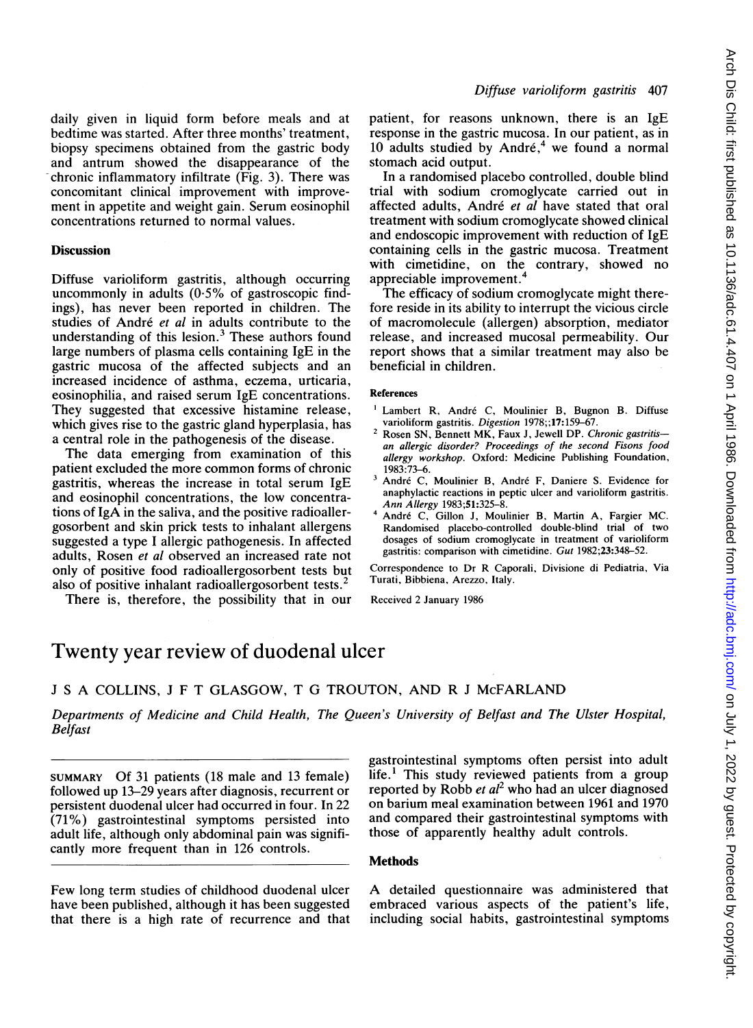daily given in liquid form before meals and at bedtime was started. After three months' treatment, biopsy specimens obtained from the gastric body and antrum showed the disappearance of the chronic inflammatory infiltrate (Fig. 3). There was concomitant clinical improvement with improvement in appetite and weight gain. Serum eosinophil concentrations returned to normal values.

## Discussion

Diffuse varioliform gastritis, although occurring uncommonly in adults (0·5% of gastroscopic findings), has never been reported in children. The studies of André *et al* in adults contribute to the understanding of this lesion.[3] These authors found large numbers of plasma cells containing IgE in the gastric mucosa of the affected subjects and an increased incidence of asthma, eczema, urticaria, eosinophilia, and raised serum IgE concentrations. They suggested that excessive histamine release, which gives rise to the gastric gland hyperplasia, has a central role in the pathogenesis of the disease.

The data emerging from examination of this patient excluded the more common forms of chronic gastritis, whereas the increase in total serum IgE and eosinophil concentrations, the low concentrations of IgA in the saliva, and the positive radioallergosorbent and skin prick tests to inhalant allergens suggested a type I allergic pathogenesis. In affected adults, Rosen *et al* observed an increased rate not only of positive food radioallergosorbent tests but also of positive inhalant radioallergosorbent tests.[2]

There is, therefore, the possibility that in our patient, for reasons unknown, there is an IgE response in the gastric mucosa. In our patient, as in 10 adults studied by André,[4] we found a normal stomach acid output.

In a randomised placebo controlled, double blind trial with sodium cromoglycate carried out in affected adults, André *et al* have stated that oral treatment with sodium cromoglycate showed clinical and endoscopic improvement with reduction of IgE containing cells in the gastric mucosa. Treatment with cimetidine, on the contrary, showed no appreciable improvement.[4]

The efficacy of sodium cromoglycate might therefore reside in its ability to interrupt the vicious circle of macromolecule (allergen) absorption, mediator release, and increased mucosal permeability. Our report shows that a similar treatment may also be beneficial in children.

### References

1. Lambert R, André C, Moulinier B, Bugnon B. Diffuse varioliform gastritis. *Digestion* 1978;;**17**:159–67.
2. Rosen SN, Bennett MK, Faux J, Jewell DP. *Chronic gastritis—an allergic disorder? Proceedings of the second Fisons food allergy workshop.* Oxford: Medicine Publishing Foundation, 1983:73–6.
3. André C, Moulinier B, André F, Daniere S. Evidence for anaphylactic reactions in peptic ulcer and varioliform gastritis. *Ann Allergy* 1983;**51**:325–8.
4. André C, Gillon J, Moulinier B, Martin A, Fargier MC. Randomised placebo-controlled double-blind trial of two dosages of sodium cromoglycate in treatment of varioliform gastritis: comparison with cimetidine. *Gut* 1982;**23**:348–52.

Correspondence to Dr R Caporali, Divisione di Pediatria, Via Turati, Bibbiena, Arezzo, Italy.

Received 2 January 1986

# Twenty year review of duodenal ulcer

J S A COLLINS, J F T GLASGOW, T G TROUTON, AND R J McFARLAND

*Departments of Medicine and Child Health, The Queen's University of Belfast and The Ulster Hospital, Belfast*

SUMMARY Of 31 patients (18 male and 13 female) followed up 13–29 years after diagnosis, recurrent or persistent duodenal ulcer had occurred in four. In 22 (71%) gastrointestinal symptoms persisted into adult life, although only abdominal pain was significantly more frequent than in 126 controls.

Few long term studies of childhood duodenal ulcer have been published, although it has been suggested that there is a high rate of recurrence and that gastrointestinal symptoms often persist into adult life.[1] This study reviewed patients from a group reported by Robb *et al*[2] who had an ulcer diagnosed on barium meal examination between 1961 and 1970 and compared their gastrointestinal symptoms with those of apparently healthy adult controls.

## Methods

A detailed questionnaire was administered that embraced various aspects of the patient's life, including social habits, gastrointestinal symptoms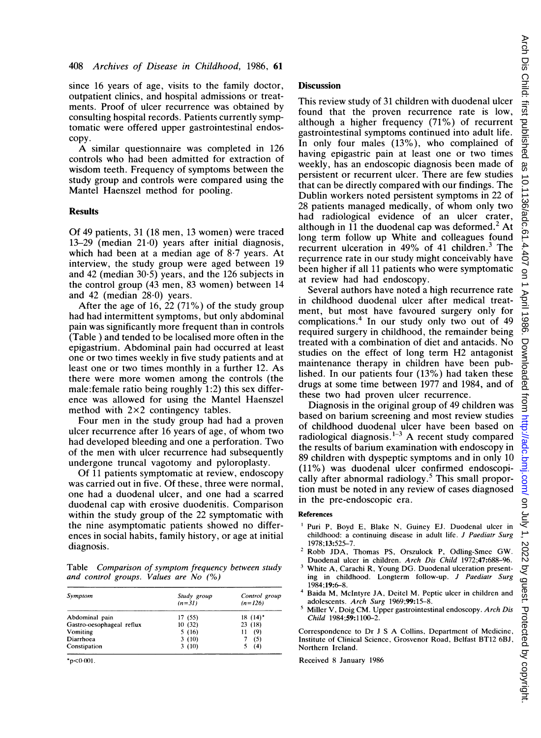since 16 years of age, visits to the family doctor, outpatient clinics, and hospital admissions or treatments. Proof of ulcer recurrence was obtained by consulting hospital records. Patients currently symptomatic were offered upper gastrointestinal endoscopy.

A similar questionnaire was completed in 126 controls who had been admitted for extraction of wisdom teeth. Frequency of symptoms between the study group and controls were compared using the Mantel Haenszel method for pooling.

## Results

Of 49 patients, 31 (18 men, 13 women) were traced 13–29 (median 21·0) years after initial diagnosis, which had been at a median age of 8·7 years. At interview, the study group were aged between 19 and 42 (median 30·5) years, and the 126 subjects in the control group (43 men, 83 women) between 14 and 42 (median 28·0) years.

After the age of 16, 22 (71%) of the study group had had intermittent symptoms, but only abdominal pain was significantly more frequent than in controls (Table ) and tended to be localised more often in the epigastrium. Abdominal pain had occurred at least one or two times weekly in five study patients and at least one or two times monthly in a further 12. As there were more women among the controls (the male:female ratio being roughly 1:2) this sex difference was allowed for using the Mantel Haenszel method with 2×2 contingency tables.

Four men in the study group had had a proven ulcer recurrence after 16 years of age, of whom two had developed bleeding and one a perforation. Two of the men with ulcer recurrence had subsequently undergone truncal vagotomy and pyloroplasty.

Of 11 patients symptomatic at review, endoscopy was carried out in five. Of these, three were normal, one had a duodenal ulcer, and one had a scarred duodenal cap with erosive duodenitis. Comparison within the study group of the 22 symptomatic with the nine asymptomatic patients showed no differences in social habits, family history, or age at initial diagnosis.

Table *Comparison of symptom frequency between study and control groups. Values are No (%)*

| Symptom | Study group (n=31) | Control group (n=126) |
|---|---|---|
| Abdominal pain | 17 (55) | 18 (14)* |
| Gastro-oesophageal reflux | 10 (32) | 23 (18) |
| Vomiting | 5 (16) | 11 (9) |
| Diarrhoea | 3 (10) | 7 (5) |
| Constipation | 3 (10) | 5 (4) |

*p<0·001.

## Discussion

This review study of 31 children with duodenal ulcer found that the proven recurrence rate is low, although a higher frequency (71%) of recurrent gastrointestinal symptoms continued into adult life. In only four males (13%), who complained of having epigastric pain at least one or two times weekly, has an endoscopic diagnosis been made of persistent or recurrent ulcer. There are few studies that can be directly compared with our findings. The Dublin workers noted persistent symptoms in 22 of 28 patients managed medically, of whom only two had radiological evidence of an ulcer crater, although in 11 the duodenal cap was deformed.[2] At long term follow up White and colleagues found recurrent ulceration in 49% of 41 children.[3] The recurrence rate in our study might conceivably have been higher if all 11 patients who were symptomatic at review had had endoscopy.

Several authors have noted a high recurrence rate in childhood duodenal ulcer after medical treatment, but most have favoured surgery only for complications.[4] In our study only two out of 49 required surgery in childhood, the remainder being treated with a combination of diet and antacids. No studies on the effect of long term H2 antagonist maintenance therapy in children have been published. In our patients four (13%) had taken these drugs at some time between 1977 and 1984, and of these two had proven ulcer recurrence.

Diagnosis in the original group of 49 children was based on barium screening and most review studies of childhood duodenal ulcer have been based on radiological diagnosis.[1–3] A recent study compared the results of barium examination with endoscopy in 89 children with dyspeptic symptoms and in only 10 (11%) was duodenal ulcer confirmed endoscopically after abnormal radiology.[5] This small proportion must be noted in any review of cases diagnosed in the pre-endoscopic era.

### References

1. Puri P, Boyd E, Blake N, Guiney EJ. Duodenal ulcer in childhood: a continuing disease in adult life. *J Paediatr Surg* 1978;**13**:525–7.
2. Robb JDA, Thomas PS, Orszulock P, Odling-Smee GW. Duodenal ulcer in children. *Arch Dis Child* 1972;**47**:688–96.
3. White A, Carachi R, Young DG. Duodenal ulceration presenting in childhood. Longterm follow-up. *J Paediatr Surg* 1984;**19**:6–8.
4. Baida M, McIntyre JA, Deitel M. Peptic ulcer in children and adolescents. *Arch Surg* 1969;**99**:15–8.
5. Miller V, Doig CM. Upper gastrointestinal endoscopy. *Arch Dis Child* 1984;**59**:1100–2.

Correspondence to Dr J S A Collins, Department of Medicine, Institute of Clinical Science, Grosvenor Road, Belfast BT12 6BJ, Northern Ireland.

Received 8 January 1986